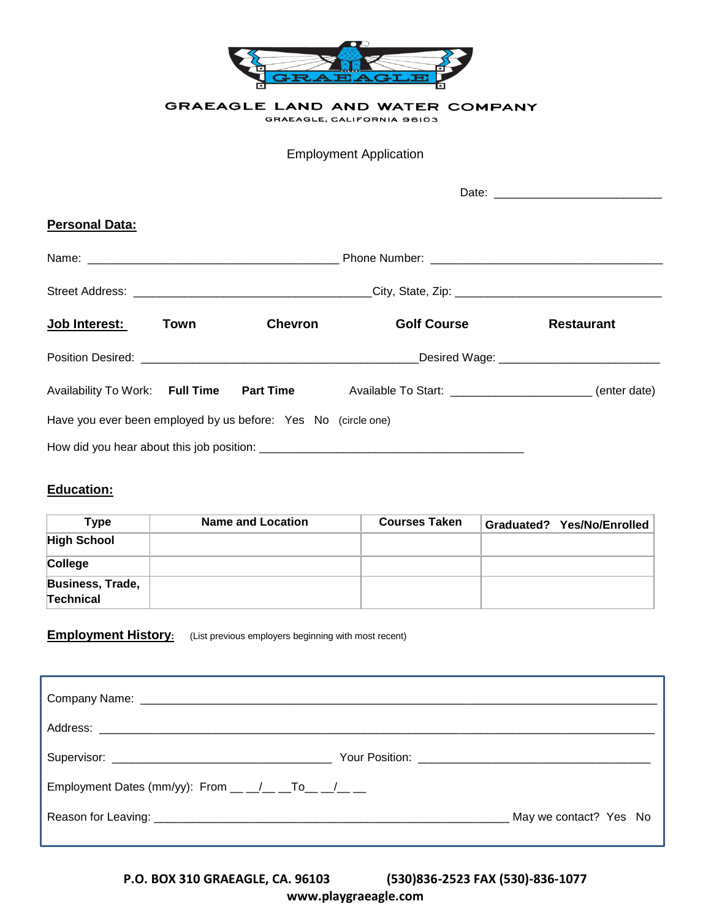GRAEAGLE

# GRAEAGLE LAND AND WATER COMPANY

GRAEAGLE, CALIFORNIA 96103

Employment Application

Date: ___________________________

## Personal Data:

Name: ________________________________________ Phone Number: _____________________________________

Street Address: ______________________________________City, State, Zip: _________________________________

**Job Interest:** **Town** **Chevron** **Golf Course** **Restaurant**

Position Desired: ____________________________________________Desired Wage: __________________________

Availability To Work: **Full Time** **Part Time** Available To Start: ______________________ (enter date)

Have you ever been employed by us before: Yes No (circle one)

How did you hear about this job position: __________________________________________

## Education:

| Type | Name and Location | Courses Taken | Graduated? Yes/No/Enrolled |
|---|---|---|---|
| **High School** | | | |
| **College** | | | |
| **Business, Trade, Technical** | | | |

## Employment History: 

(List previous employers beginning with most recent)

Company Name: ___________________________________________________________________________________

Address: ________________________________________________________________________________________

Supervisor: ___________________________________ Your Position: _____________________________________

Employment Dates (mm/yy): From __ __/__ __To__ __/__ __

Reason for Leaving: __________________________________________________________ May we contact? Yes No

**P.O. BOX 310 GRAEAGLE, CA. 96103** **(530)836-2523 FAX (530)-836-1077**

**www.playgraeagle.com**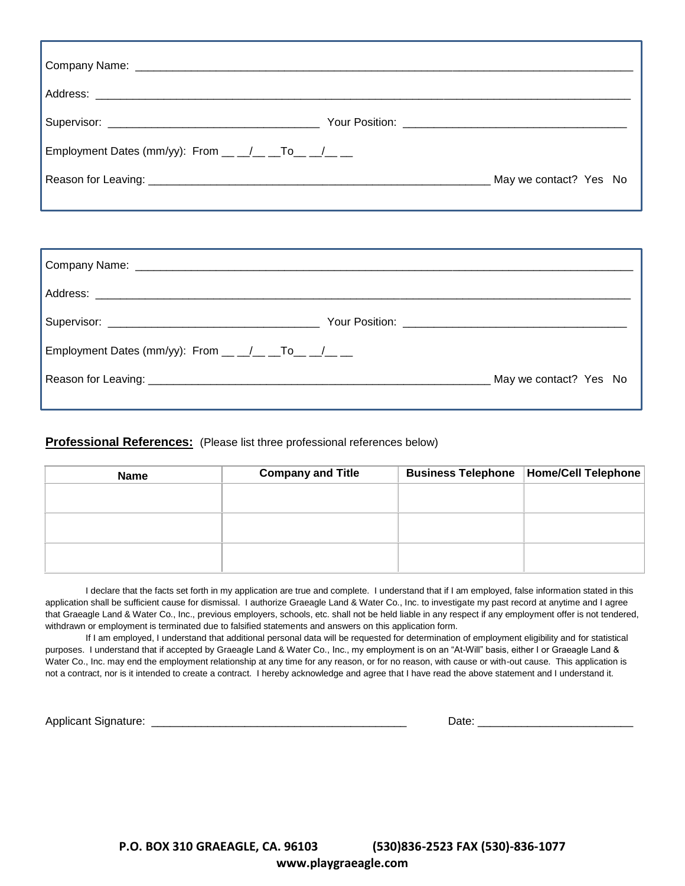Company Name: ______________________________________________________________________________

Address: ___________________________________________________________________________________

Supervisor: _________________________________ Your Position: ___________________________________

Employment Dates (mm/yy): From __ __/__ __To__ __/__ __

Reason for Leaving: _______________________________________________________ May we contact? Yes No

Company Name: ______________________________________________________________________________

Address: ___________________________________________________________________________________

Supervisor: _________________________________ Your Position: ___________________________________

Employment Dates (mm/yy): From __ __/__ __To__ __/__ __

Reason for Leaving: _______________________________________________________ May we contact? Yes No

**Professional References:** (Please list three professional references below)

| Name | Company and Title | Business Telephone | Home/Cell Telephone |
|---|---|---|---|
| | | | |
| | | | |
| | | | |

I declare that the facts set forth in my application are true and complete. I understand that if I am employed, false information stated in this application shall be sufficient cause for dismissal. I authorize Graeagle Land & Water Co., Inc. to investigate my past record at anytime and I agree that Graeagle Land & Water Co., Inc., previous employers, schools, etc. shall not be held liable in any respect if any employment offer is not tendered, withdrawn or employment is terminated due to falsified statements and answers on this application form.

If I am employed, I understand that additional personal data will be requested for determination of employment eligibility and for statistical purposes. I understand that if accepted by Graeagle Land & Water Co., Inc., my employment is on an "At-Will" basis, either I or Graeagle Land & Water Co., Inc. may end the employment relationship at any time for any reason, or for no reason, with cause or with-out cause. This application is not a contract, nor is it intended to create a contract. I hereby acknowledge and agree that I have read the above statement and I understand it.

Applicant Signature: ________________________________________ Date: ________________________

**P.O. BOX 310 GRAEAGLE, CA. 96103 (530)836-2523 FAX (530)-836-1077**
**www.playgraeagle.com**